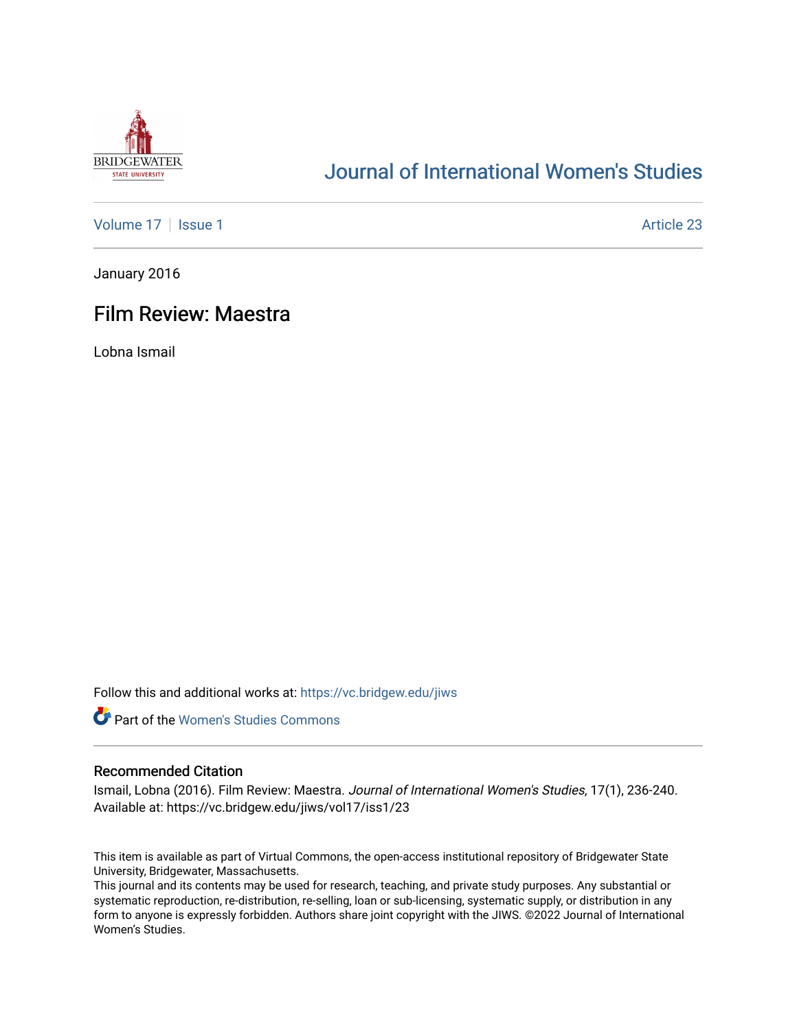# Journal of International Women's Studies

Volume 17 | Issue 1 | Article 23

January 2016

## Film Review: Maestra

Lobna Ismail

Follow this and additional works at: https://vc.bridgew.edu/jiws

Part of the Women's Studies Commons

### Recommended Citation

Ismail, Lobna (2016). Film Review: Maestra. *Journal of International Women's Studies*, 17(1), 236-240. Available at: https://vc.bridgew.edu/jiws/vol17/iss1/23

This item is available as part of Virtual Commons, the open-access institutional repository of Bridgewater State University, Bridgewater, Massachusetts.

This journal and its contents may be used for research, teaching, and private study purposes. Any substantial or systematic reproduction, re-distribution, re-selling, loan or sub-licensing, systematic supply, or distribution in any form to anyone is expressly forbidden. Authors share joint copyright with the JIWS. ©2022 Journal of International Women's Studies.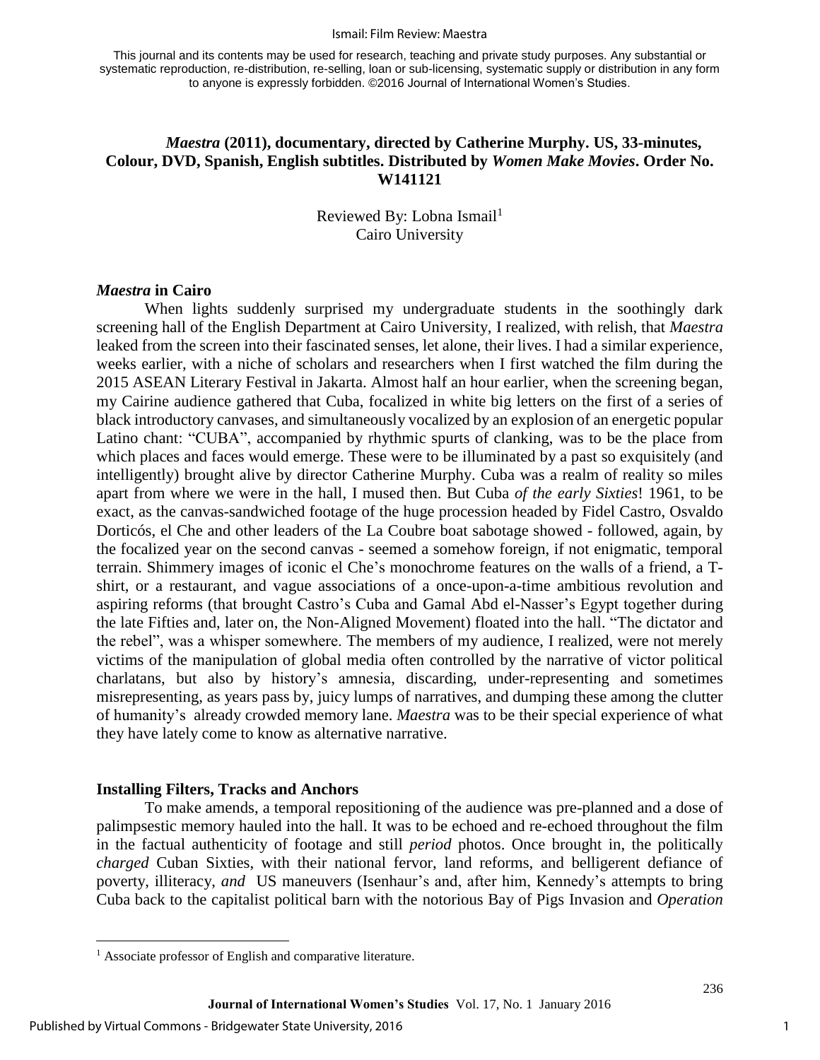This journal and its contents may be used for research, teaching and private study purposes. Any substantial or systematic reproduction, re-distribution, re-selling, loan or sub-licensing, systematic supply or distribution in any form to anyone is expressly forbidden. ©2016 Journal of International Women's Studies.

***Maestra* (2011), documentary, directed by Catherine Murphy. US, 33-minutes, Colour, DVD, Spanish, English subtitles. Distributed by *Women Make Movies*. Order No. W141121**

Reviewed By: Lobna Ismail[1]
Cairo University

## *Maestra* in Cairo

When lights suddenly surprised my undergraduate students in the soothingly dark screening hall of the English Department at Cairo University, I realized, with relish, that *Maestra* leaked from the screen into their fascinated senses, let alone, their lives. I had a similar experience, weeks earlier, with a niche of scholars and researchers when I first watched the film during the 2015 ASEAN Literary Festival in Jakarta. Almost half an hour earlier, when the screening began, my Cairine audience gathered that Cuba, focalized in white big letters on the first of a series of black introductory canvases, and simultaneously vocalized by an explosion of an energetic popular Latino chant: "CUBA", accompanied by rhythmic spurts of clanking, was to be the place from which places and faces would emerge. These were to be illuminated by a past so exquisitely (and intelligently) brought alive by director Catherine Murphy. Cuba was a realm of reality so miles apart from where we were in the hall, I mused then. But Cuba *of the early Sixties*! 1961, to be exact, as the canvas-sandwiched footage of the huge procession headed by Fidel Castro, Osvaldo Dorticós, el Che and other leaders of the La Coubre boat sabotage showed - followed, again, by the focalized year on the second canvas - seemed a somehow foreign, if not enigmatic, temporal terrain. Shimmery images of iconic el Che's monochrome features on the walls of a friend, a T-shirt, or a restaurant, and vague associations of a once-upon-a-time ambitious revolution and aspiring reforms (that brought Castro's Cuba and Gamal Abd el-Nasser's Egypt together during the late Fifties and, later on, the Non-Aligned Movement) floated into the hall. "The dictator and the rebel", was a whisper somewhere. The members of my audience, I realized, were not merely victims of the manipulation of global media often controlled by the narrative of victor political charlatans, but also by history's amnesia, discarding, under-representing and sometimes misrepresenting, as years pass by, juicy lumps of narratives, and dumping these among the clutter of humanity's already crowded memory lane. *Maestra* was to be their special experience of what they have lately come to know as alternative narrative.

## Installing Filters, Tracks and Anchors

To make amends, a temporal repositioning of the audience was pre-planned and a dose of palimpsestic memory hauled into the hall. It was to be echoed and re-echoed throughout the film in the factual authenticity of footage and still *period* photos. Once brought in, the politically *charged* Cuban Sixties, with their national fervor, land reforms, and belligerent defiance of poverty, illiteracy, *and* US maneuvers (Isenhaur's and, after him, Kennedy's attempts to bring Cuba back to the capitalist political barn with the notorious Bay of Pigs Invasion and *Operation*

[1] Associate professor of English and comparative literature.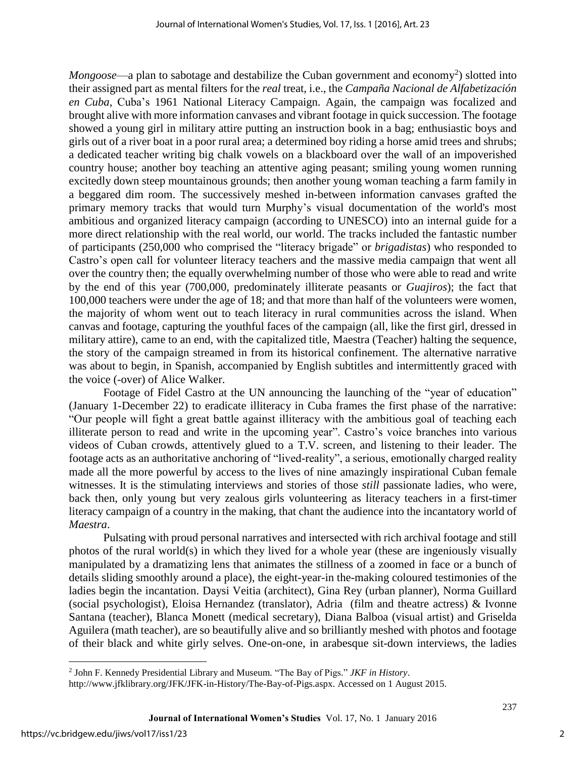*Mongoose*—a plan to sabotage and destabilize the Cuban government and economy[2]) slotted into their assigned part as mental filters for the *real* treat, i.e., the *Campaña Nacional de Alfabetización en Cuba*, Cuba's 1961 National Literacy Campaign. Again, the campaign was focalized and brought alive with more information canvases and vibrant footage in quick succession. The footage showed a young girl in military attire putting an instruction book in a bag; enthusiastic boys and girls out of a river boat in a poor rural area; a determined boy riding a horse amid trees and shrubs; a dedicated teacher writing big chalk vowels on a blackboard over the wall of an impoverished country house; another boy teaching an attentive aging peasant; smiling young women running excitedly down steep mountainous grounds; then another young woman teaching a farm family in a beggared dim room. The successively meshed in-between information canvases grafted the primary memory tracks that would turn Murphy's visual documentation of the world's most ambitious and organized literacy campaign (according to UNESCO) into an internal guide for a more direct relationship with the real world, our world. The tracks included the fantastic number of participants (250,000 who comprised the "literacy brigade" or *brigadistas*) who responded to Castro's open call for volunteer literacy teachers and the massive media campaign that went all over the country then; the equally overwhelming number of those who were able to read and write by the end of this year (700,000, predominately illiterate peasants or *Guajiros*); the fact that 100,000 teachers were under the age of 18; and that more than half of the volunteers were women, the majority of whom went out to teach literacy in rural communities across the island. When canvas and footage, capturing the youthful faces of the campaign (all, like the first girl, dressed in military attire), came to an end, with the capitalized title, Maestra (Teacher) halting the sequence, the story of the campaign streamed in from its historical confinement. The alternative narrative was about to begin, in Spanish, accompanied by English subtitles and intermittently graced with the voice (-over) of Alice Walker.

Footage of Fidel Castro at the UN announcing the launching of the "year of education" (January 1-December 22) to eradicate illiteracy in Cuba frames the first phase of the narrative: "Our people will fight a great battle against illiteracy with the ambitious goal of teaching each illiterate person to read and write in the upcoming year". Castro's voice branches into various videos of Cuban crowds, attentively glued to a T.V. screen, and listening to their leader. The footage acts as an authoritative anchoring of "lived-reality", a serious, emotionally charged reality made all the more powerful by access to the lives of nine amazingly inspirational Cuban female witnesses. It is the stimulating interviews and stories of those *still* passionate ladies, who were, back then, only young but very zealous girls volunteering as literacy teachers in a first-timer literacy campaign of a country in the making, that chant the audience into the incantatory world of *Maestra*.

Pulsating with proud personal narratives and intersected with rich archival footage and still photos of the rural world(s) in which they lived for a whole year (these are ingeniously visually manipulated by a dramatizing lens that animates the stillness of a zoomed in face or a bunch of details sliding smoothly around a place), the eight-year-in the-making coloured testimonies of the ladies begin the incantation. Daysi Veitia (architect), Gina Rey (urban planner), Norma Guillard (social psychologist), Eloisa Hernandez (translator), Adria (film and theatre actress) & Ivonne Santana (teacher), Blanca Monett (medical secretary), Diana Balboa (visual artist) and Griselda Aguilera (math teacher), are so beautifully alive and so brilliantly meshed with photos and footage of their black and white girly selves. One-on-one, in arabesque sit-down interviews, the ladies

---

[2] John F. Kennedy Presidential Library and Museum. "The Bay of Pigs." *JKF in History*. http://www.jfklibrary.org/JFK/JFK-in-History/The-Bay-of-Pigs.aspx. Accessed on 1 August 2015.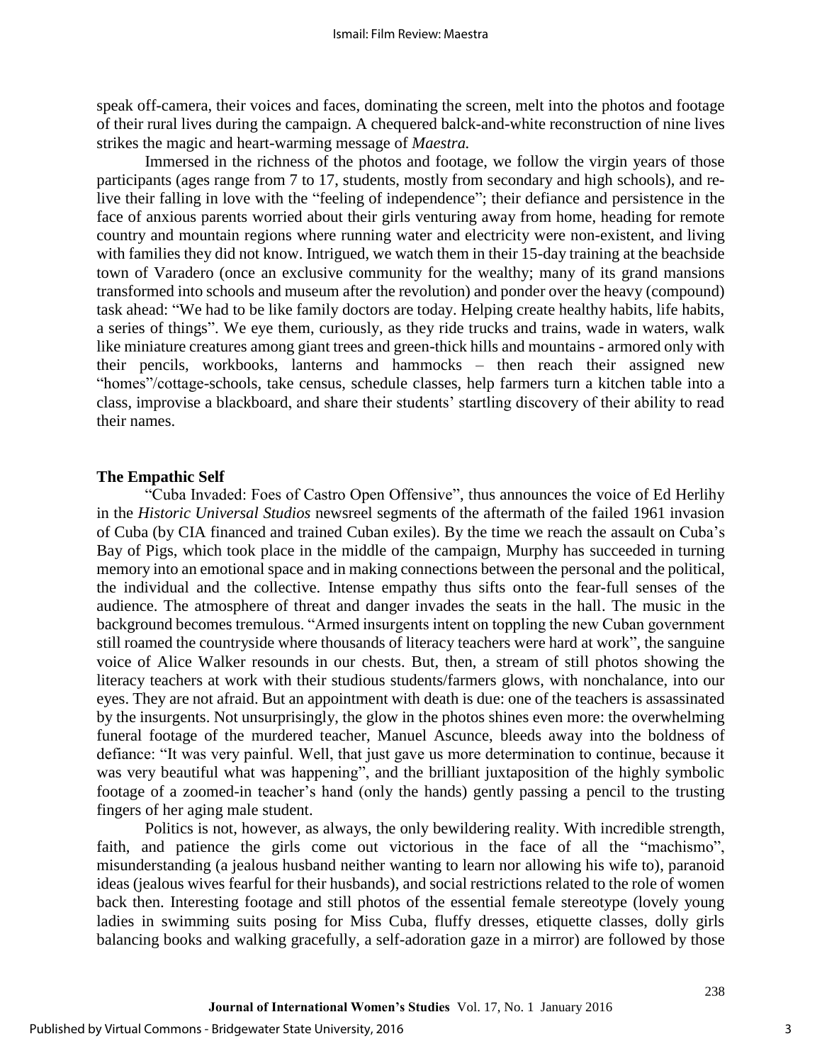speak off-camera, their voices and faces, dominating the screen, melt into the photos and footage of their rural lives during the campaign. A chequered balck-and-white reconstruction of nine lives strikes the magic and heart-warming message of *Maestra.*

Immersed in the richness of the photos and footage, we follow the virgin years of those participants (ages range from 7 to 17, students, mostly from secondary and high schools), and re-live their falling in love with the "feeling of independence"; their defiance and persistence in the face of anxious parents worried about their girls venturing away from home, heading for remote country and mountain regions where running water and electricity were non-existent, and living with families they did not know. Intrigued, we watch them in their 15-day training at the beachside town of Varadero (once an exclusive community for the wealthy; many of its grand mansions transformed into schools and museum after the revolution) and ponder over the heavy (compound) task ahead: "We had to be like family doctors are today. Helping create healthy habits, life habits, a series of things". We eye them, curiously, as they ride trucks and trains, wade in waters, walk like miniature creatures among giant trees and green-thick hills and mountains - armored only with their pencils, workbooks, lanterns and hammocks – then reach their assigned new "homes"/cottage-schools, take census, schedule classes, help farmers turn a kitchen table into a class, improvise a blackboard, and share their students' startling discovery of their ability to read their names.

## The Empathic Self

"Cuba Invaded: Foes of Castro Open Offensive", thus announces the voice of Ed Herlihy in the *Historic Universal Studios* newsreel segments of the aftermath of the failed 1961 invasion of Cuba (by CIA financed and trained Cuban exiles). By the time we reach the assault on Cuba's Bay of Pigs, which took place in the middle of the campaign, Murphy has succeeded in turning memory into an emotional space and in making connections between the personal and the political, the individual and the collective. Intense empathy thus sifts onto the fear-full senses of the audience. The atmosphere of threat and danger invades the seats in the hall. The music in the background becomes tremulous. "Armed insurgents intent on toppling the new Cuban government still roamed the countryside where thousands of literacy teachers were hard at work", the sanguine voice of Alice Walker resounds in our chests. But, then, a stream of still photos showing the literacy teachers at work with their studious students/farmers glows, with nonchalance, into our eyes. They are not afraid. But an appointment with death is due: one of the teachers is assassinated by the insurgents. Not unsurprisingly, the glow in the photos shines even more: the overwhelming funeral footage of the murdered teacher, Manuel Ascunce, bleeds away into the boldness of defiance: "It was very painful. Well, that just gave us more determination to continue, because it was very beautiful what was happening", and the brilliant juxtaposition of the highly symbolic footage of a zoomed-in teacher's hand (only the hands) gently passing a pencil to the trusting fingers of her aging male student.

Politics is not, however, as always, the only bewildering reality. With incredible strength, faith, and patience the girls come out victorious in the face of all the "machismo", misunderstanding (a jealous husband neither wanting to learn nor allowing his wife to), paranoid ideas (jealous wives fearful for their husbands), and social restrictions related to the role of women back then. Interesting footage and still photos of the essential female stereotype (lovely young ladies in swimming suits posing for Miss Cuba, fluffy dresses, etiquette classes, dolly girls balancing books and walking gracefully, a self-adoration gaze in a mirror) are followed by those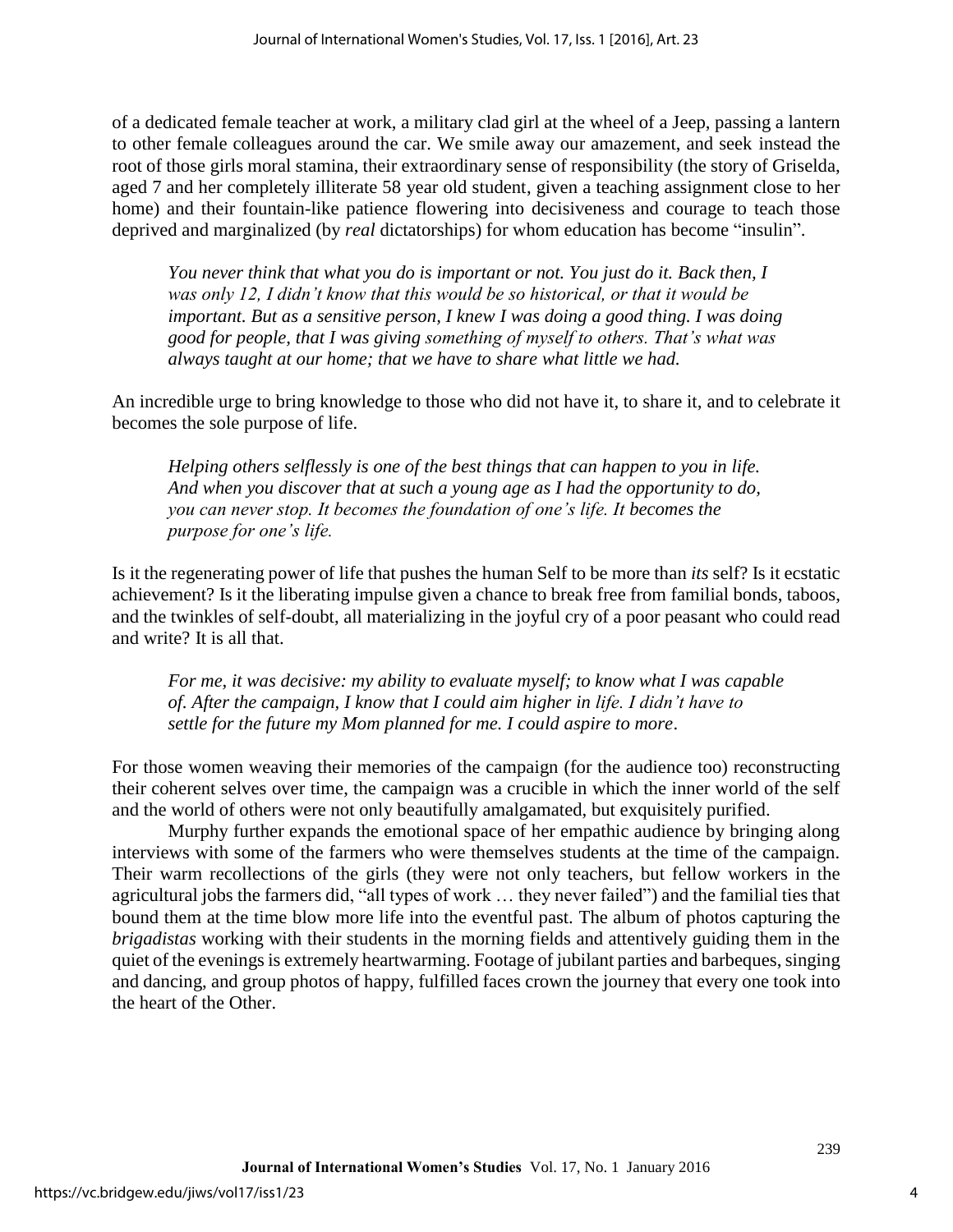of a dedicated female teacher at work, a military clad girl at the wheel of a Jeep, passing a lantern to other female colleagues around the car. We smile away our amazement, and seek instead the root of those girls moral stamina, their extraordinary sense of responsibility (the story of Griselda, aged 7 and her completely illiterate 58 year old student, given a teaching assignment close to her home) and their fountain-like patience flowering into decisiveness and courage to teach those deprived and marginalized (by *real* dictatorships) for whom education has become "insulin".

> *You never think that what you do is important or not. You just do it. Back then, I was only 12, I didn't know that this would be so historical, or that it would be important. But as a sensitive person, I knew I was doing a good thing. I was doing good for people, that I was giving something of myself to others. That's what was always taught at our home; that we have to share what little we had.*

An incredible urge to bring knowledge to those who did not have it, to share it, and to celebrate it becomes the sole purpose of life.

> *Helping others selflessly is one of the best things that can happen to you in life. And when you discover that at such a young age as I had the opportunity to do, you can never stop. It becomes the foundation of one's life. It becomes the purpose for one's life.*

Is it the regenerating power of life that pushes the human Self to be more than *its* self? Is it ecstatic achievement? Is it the liberating impulse given a chance to break free from familial bonds, taboos, and the twinkles of self-doubt, all materializing in the joyful cry of a poor peasant who could read and write? It is all that.

> *For me, it was decisive: my ability to evaluate myself; to know what I was capable of. After the campaign, I know that I could aim higher in life. I didn't have to settle for the future my Mom planned for me. I could aspire to more*.

For those women weaving their memories of the campaign (for the audience too) reconstructing their coherent selves over time, the campaign was a crucible in which the inner world of the self and the world of others were not only beautifully amalgamated, but exquisitely purified.

Murphy further expands the emotional space of her empathic audience by bringing along interviews with some of the farmers who were themselves students at the time of the campaign. Their warm recollections of the girls (they were not only teachers, but fellow workers in the agricultural jobs the farmers did, "all types of work … they never failed") and the familial ties that bound them at the time blow more life into the eventful past. The album of photos capturing the *brigadistas* working with their students in the morning fields and attentively guiding them in the quiet of the evenings is extremely heartwarming. Footage of jubilant parties and barbeques, singing and dancing, and group photos of happy, fulfilled faces crown the journey that every one took into the heart of the Other.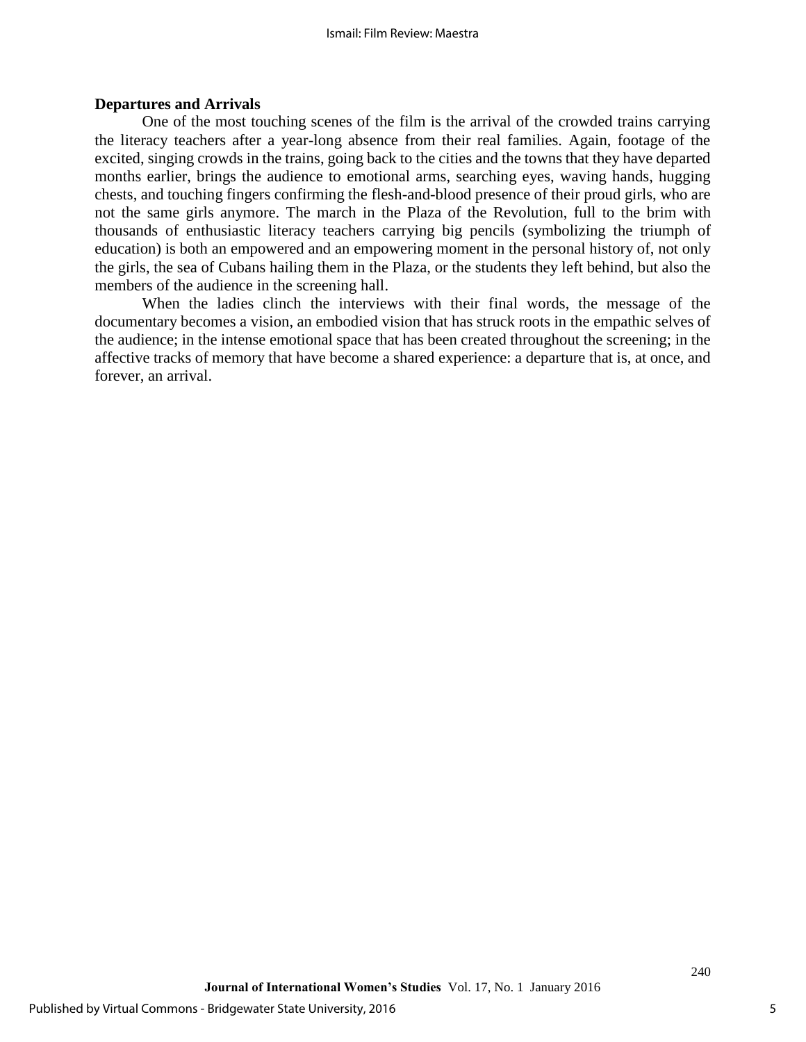### Departures and Arrivals

One of the most touching scenes of the film is the arrival of the crowded trains carrying the literacy teachers after a year-long absence from their real families. Again, footage of the excited, singing crowds in the trains, going back to the cities and the towns that they have departed months earlier, brings the audience to emotional arms, searching eyes, waving hands, hugging chests, and touching fingers confirming the flesh-and-blood presence of their proud girls, who are not the same girls anymore. The march in the Plaza of the Revolution, full to the brim with thousands of enthusiastic literacy teachers carrying big pencils (symbolizing the triumph of education) is both an empowered and an empowering moment in the personal history of, not only the girls, the sea of Cubans hailing them in the Plaza, or the students they left behind, but also the members of the audience in the screening hall.

When the ladies clinch the interviews with their final words, the message of the documentary becomes a vision, an embodied vision that has struck roots in the empathic selves of the audience; in the intense emotional space that has been created throughout the screening; in the affective tracks of memory that have become a shared experience: a departure that is, at once, and forever, an arrival.